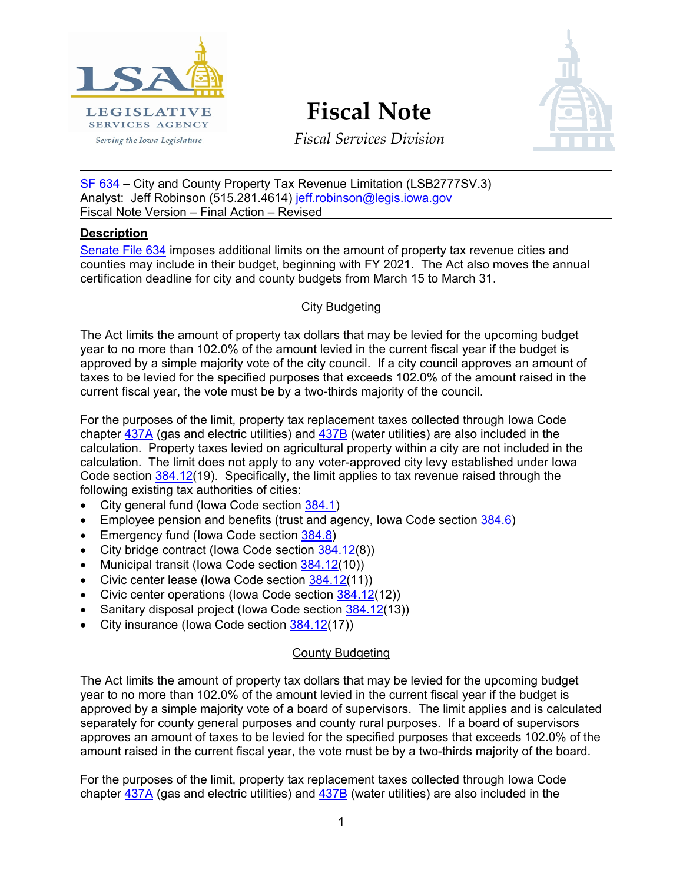# Fiscal Note

*Fiscal Services Division*

SF 634 – City and County Property Tax Revenue Limitation (LSB2777SV.3)
Analyst: Jeff Robinson (515.281.4614) jeff.robinson@legis.iowa.gov
Fiscal Note Version – Final Action – Revised

## Description

Senate File 634 imposes additional limits on the amount of property tax revenue cities and counties may include in their budget, beginning with FY 2021. The Act also moves the annual certification deadline for city and county budgets from March 15 to March 31.

### City Budgeting

The Act limits the amount of property tax dollars that may be levied for the upcoming budget year to no more than 102.0% of the amount levied in the current fiscal year if the budget is approved by a simple majority vote of the city council. If a city council approves an amount of taxes to be levied for the specified purposes that exceeds 102.0% of the amount raised in the current fiscal year, the vote must be by a two-thirds majority of the council.

For the purposes of the limit, property tax replacement taxes collected through Iowa Code chapter 437A (gas and electric utilities) and 437B (water utilities) are also included in the calculation. Property taxes levied on agricultural property within a city are not included in the calculation. The limit does not apply to any voter-approved city levy established under Iowa Code section 384.12(19). Specifically, the limit applies to tax revenue raised through the following existing tax authorities of cities:

- City general fund (Iowa Code section 384.1)
- Employee pension and benefits (trust and agency, Iowa Code section 384.6)
- Emergency fund (Iowa Code section 384.8)
- City bridge contract (Iowa Code section 384.12(8))
- Municipal transit (Iowa Code section 384.12(10))
- Civic center lease (Iowa Code section 384.12(11))
- Civic center operations (Iowa Code section 384.12(12))
- Sanitary disposal project (Iowa Code section 384.12(13))
- City insurance (Iowa Code section 384.12(17))

### County Budgeting

The Act limits the amount of property tax dollars that may be levied for the upcoming budget year to no more than 102.0% of the amount levied in the current fiscal year if the budget is approved by a simple majority vote of a board of supervisors. The limit applies and is calculated separately for county general purposes and county rural purposes. If a board of supervisors approves an amount of taxes to be levied for the specified purposes that exceeds 102.0% of the amount raised in the current fiscal year, the vote must be by a two-thirds majority of the board.

For the purposes of the limit, property tax replacement taxes collected through Iowa Code chapter 437A (gas and electric utilities) and 437B (water utilities) are also included in the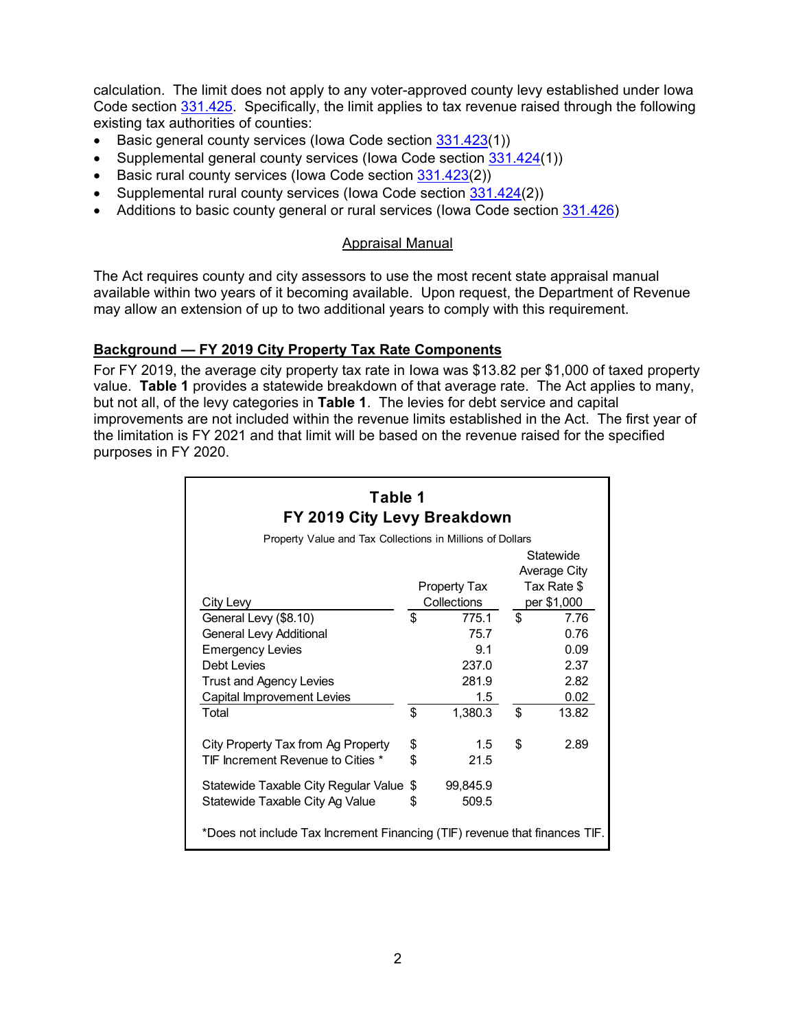calculation. The limit does not apply to any voter-approved county levy established under Iowa Code section 331.425. Specifically, the limit applies to tax revenue raised through the following existing tax authorities of counties:

- Basic general county services (Iowa Code section 331.423(1))
- Supplemental general county services (Iowa Code section 331.424(1))
- Basic rural county services (Iowa Code section 331.423(2))
- Supplemental rural county services (Iowa Code section 331.424(2))
- Additions to basic county general or rural services (Iowa Code section 331.426)

### Appraisal Manual

The Act requires county and city assessors to use the most recent state appraisal manual available within two years of it becoming available. Upon request, the Department of Revenue may allow an extension of up to two additional years to comply with this requirement.

## Background — FY 2019 City Property Tax Rate Components

For FY 2019, the average city property tax rate in Iowa was $13.82 per $1,000 of taxed property value. **Table 1** provides a statewide breakdown of that average rate. The Act applies to many, but not all, of the levy categories in **Table 1**. The levies for debt service and capital improvements are not included within the revenue limits established in the Act. The first year of the limitation is FY 2021 and that limit will be based on the revenue raised for the specified purposes in FY 2020.

**Table 1**
**FY 2019 City Levy Breakdown**

Property Value and Tax Collections in Millions of Dollars

| City Levy | Property Tax Collections | Statewide Average City Tax Rate $ per $1,000 |
|---|---|---|
| General Levy ($8.10) | $ 775.1 | $ 7.76 |
| General Levy Additional | 75.7 | 0.76 |
| Emergency Levies | 9.1 | 0.09 |
| Debt Levies | 237.0 | 2.37 |
| Trust and Agency Levies | 281.9 | 2.82 |
| Capital Improvement Levies | 1.5 | 0.02 |
| Total | $ 1,380.3 | $ 13.82 |
| | | |
| City Property Tax from Ag Property | $ 1.5 | $ 2.89 |
| TIF Increment Revenue to Cities * | $ 21.5 | |
| | | |
| Statewide Taxable City Regular Value | $ 99,845.9 | |
| Statewide Taxable City Ag Value | $ 509.5 | |

*Does not include Tax Increment Financing (TIF) revenue that finances TIF.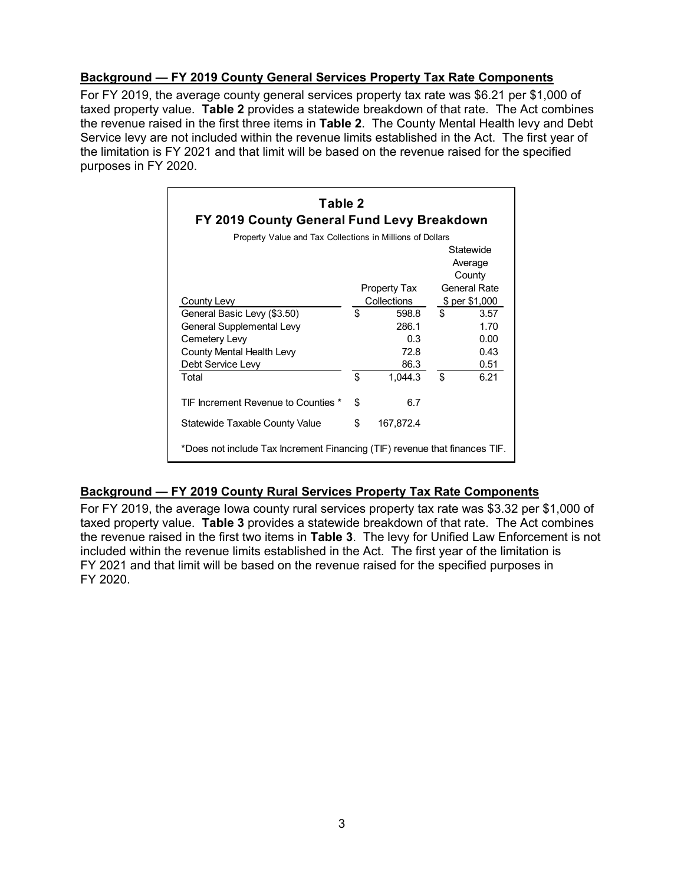**Background — FY 2019 County General Services Property Tax Rate Components**

For FY 2019, the average county general services property tax rate was $6.21 per $1,000 of taxed property value. **Table 2** provides a statewide breakdown of that rate. The Act combines the revenue raised in the first three items in **Table 2**. The County Mental Health levy and Debt Service levy are not included within the revenue limits established in the Act. The first year of the limitation is FY 2021 and that limit will be based on the revenue raised for the specified purposes in FY 2020.

**Table 2**
**FY 2019 County General Fund Levy Breakdown**

Property Value and Tax Collections in Millions of Dollars

| County Levy | Property Tax Collections | Statewide Average County General Rate $ per $1,000 |
|---|---|---|
| General Basic Levy ($3.50) | $ 598.8 | $ 3.57 |
| General Supplemental Levy | 286.1 | 1.70 |
| Cemetery Levy | 0.3 | 0.00 |
| County Mental Health Levy | 72.8 | 0.43 |
| Debt Service Levy | 86.3 | 0.51 |
| Total | $ 1,044.3 | $ 6.21 |
| TIF Increment Revenue to Counties * | $ 6.7 | |
| Statewide Taxable County Value | $ 167,872.4 | |

*Does not include Tax Increment Financing (TIF) revenue that finances TIF.

**Background — FY 2019 County Rural Services Property Tax Rate Components**

For FY 2019, the average Iowa county rural services property tax rate was $3.32 per $1,000 of taxed property value. **Table 3** provides a statewide breakdown of that rate. The Act combines the revenue raised in the first two items in **Table 3**. The levy for Unified Law Enforcement is not included within the revenue limits established in the Act. The first year of the limitation is FY 2021 and that limit will be based on the revenue raised for the specified purposes in FY 2020.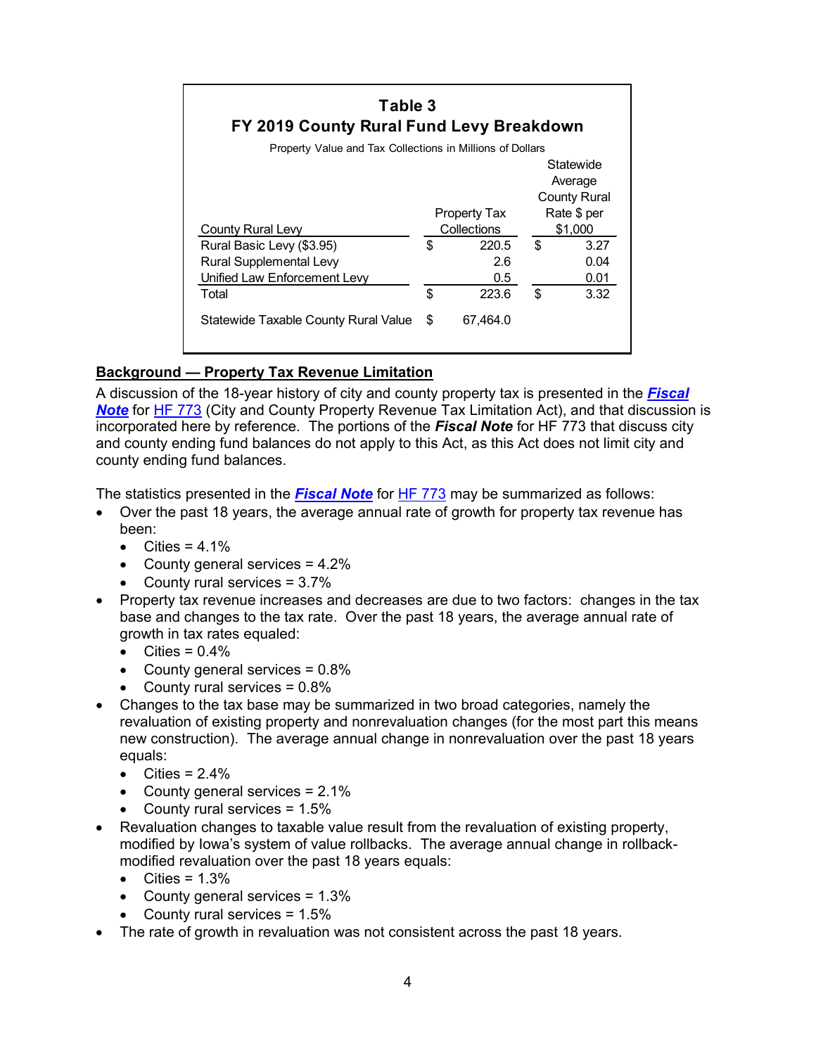**Table 3**
**FY 2019 County Rural Fund Levy Breakdown**

Property Value and Tax Collections in Millions of Dollars

| County Rural Levy | Property Tax Collections | Statewide Average County Rural Rate $ per $1,000 |
|---|---|---|
| Rural Basic Levy ($3.95) | $ 220.5 | $ 3.27 |
| Rural Supplemental Levy | 2.6 | 0.04 |
| Unified Law Enforcement Levy | 0.5 | 0.01 |
| Total | $ 223.6 | $ 3.32 |
| | | |
| Statewide Taxable County Rural Value | $ 67,464.0 | |

**Background — Property Tax Revenue Limitation**

A discussion of the 18-year history of city and county property tax is presented in the ***Fiscal Note*** for HF 773 (City and County Property Revenue Tax Limitation Act), and that discussion is incorporated here by reference. The portions of the ***Fiscal Note*** for HF 773 that discuss city and county ending fund balances do not apply to this Act, as this Act does not limit city and county ending fund balances.

The statistics presented in the ***Fiscal Note*** for HF 773 may be summarized as follows:

- Over the past 18 years, the average annual rate of growth for property tax revenue has been:
  - Cities = 4.1%
  - County general services = 4.2%
  - County rural services = 3.7%
- Property tax revenue increases and decreases are due to two factors: changes in the tax base and changes to the tax rate. Over the past 18 years, the average annual rate of growth in tax rates equaled:
  - Cities = 0.4%
  - County general services = 0.8%
  - County rural services = 0.8%
- Changes to the tax base may be summarized in two broad categories, namely the revaluation of existing property and nonrevaluation changes (for the most part this means new construction). The average annual change in nonrevaluation over the past 18 years equals:
  - Cities = 2.4%
  - County general services = 2.1%
  - County rural services = 1.5%
- Revaluation changes to taxable value result from the revaluation of existing property, modified by Iowa's system of value rollbacks. The average annual change in rollback-modified revaluation over the past 18 years equals:
  - Cities = 1.3%
  - County general services = 1.3%
  - County rural services = 1.5%
- The rate of growth in revaluation was not consistent across the past 18 years.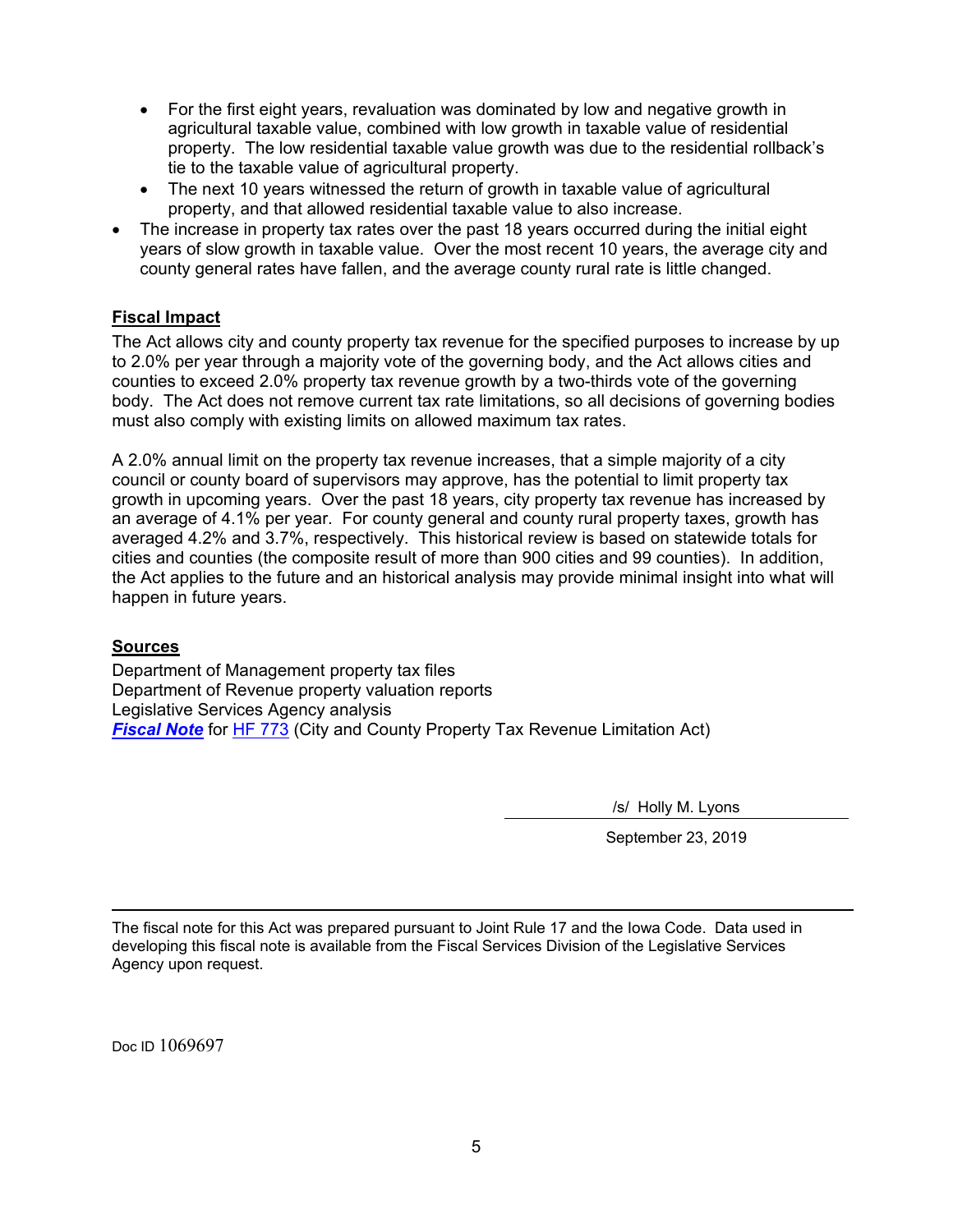- For the first eight years, revaluation was dominated by low and negative growth in agricultural taxable value, combined with low growth in taxable value of residential property. The low residential taxable value growth was due to the residential rollback's tie to the taxable value of agricultural property.
  - The next 10 years witnessed the return of growth in taxable value of agricultural property, and that allowed residential taxable value to also increase.
- The increase in property tax rates over the past 18 years occurred during the initial eight years of slow growth in taxable value. Over the most recent 10 years, the average city and county general rates have fallen, and the average county rural rate is little changed.

## Fiscal Impact

The Act allows city and county property tax revenue for the specified purposes to increase by up to 2.0% per year through a majority vote of the governing body, and the Act allows cities and counties to exceed 2.0% property tax revenue growth by a two-thirds vote of the governing body. The Act does not remove current tax rate limitations, so all decisions of governing bodies must also comply with existing limits on allowed maximum tax rates.

A 2.0% annual limit on the property tax revenue increases, that a simple majority of a city council or county board of supervisors may approve, has the potential to limit property tax growth in upcoming years. Over the past 18 years, city property tax revenue has increased by an average of 4.1% per year. For county general and county rural property taxes, growth has averaged 4.2% and 3.7%, respectively. This historical review is based on statewide totals for cities and counties (the composite result of more than 900 cities and 99 counties). In addition, the Act applies to the future and an historical analysis may provide minimal insight into what will happen in future years.

## Sources

Department of Management property tax files
Department of Revenue property valuation reports
Legislative Services Agency analysis
***Fiscal Note*** for HF 773 (City and County Property Tax Revenue Limitation Act)

/s/ Holly M. Lyons

September 23, 2019

---

The fiscal note for this Act was prepared pursuant to Joint Rule 17 and the Iowa Code. Data used in developing this fiscal note is available from the Fiscal Services Division of the Legislative Services Agency upon request.

Doc ID 1069697